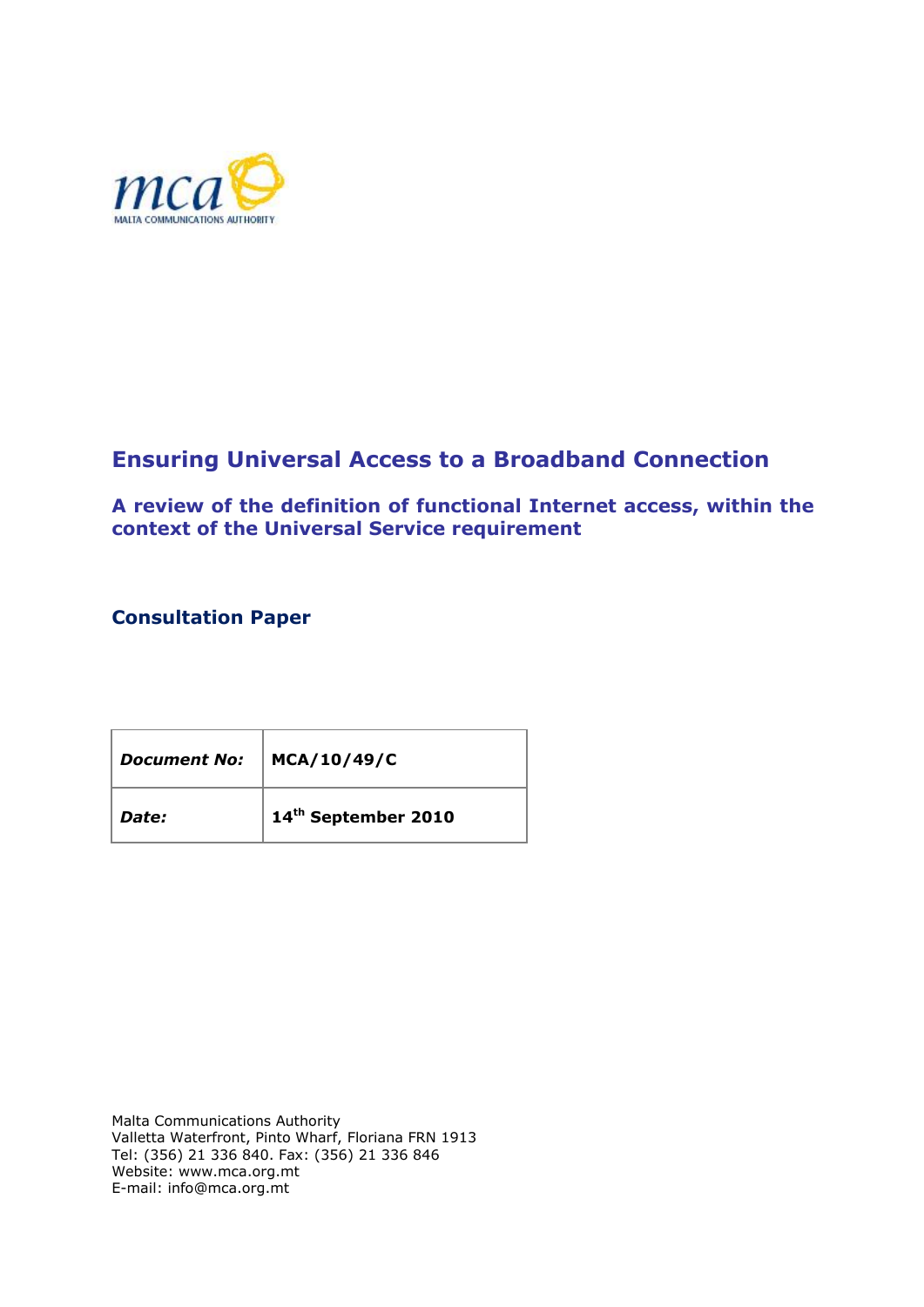mca
MALTA COMMUNICATIONS AUTHORITY

# Ensuring Universal Access to a Broadband Connection

## A review of the definition of functional Internet access, within the context of the Universal Service requirement

### Consultation Paper

| ***Document No:*** | **MCA/10/49/C** |
|---|---|
| ***Date:*** | **14th September 2010** |

Malta Communications Authority
Valletta Waterfront, Pinto Wharf, Floriana FRN 1913
Tel: (356) 21 336 840. Fax: (356) 21 336 846
Website: www.mca.org.mt
E-mail: info@mca.org.mt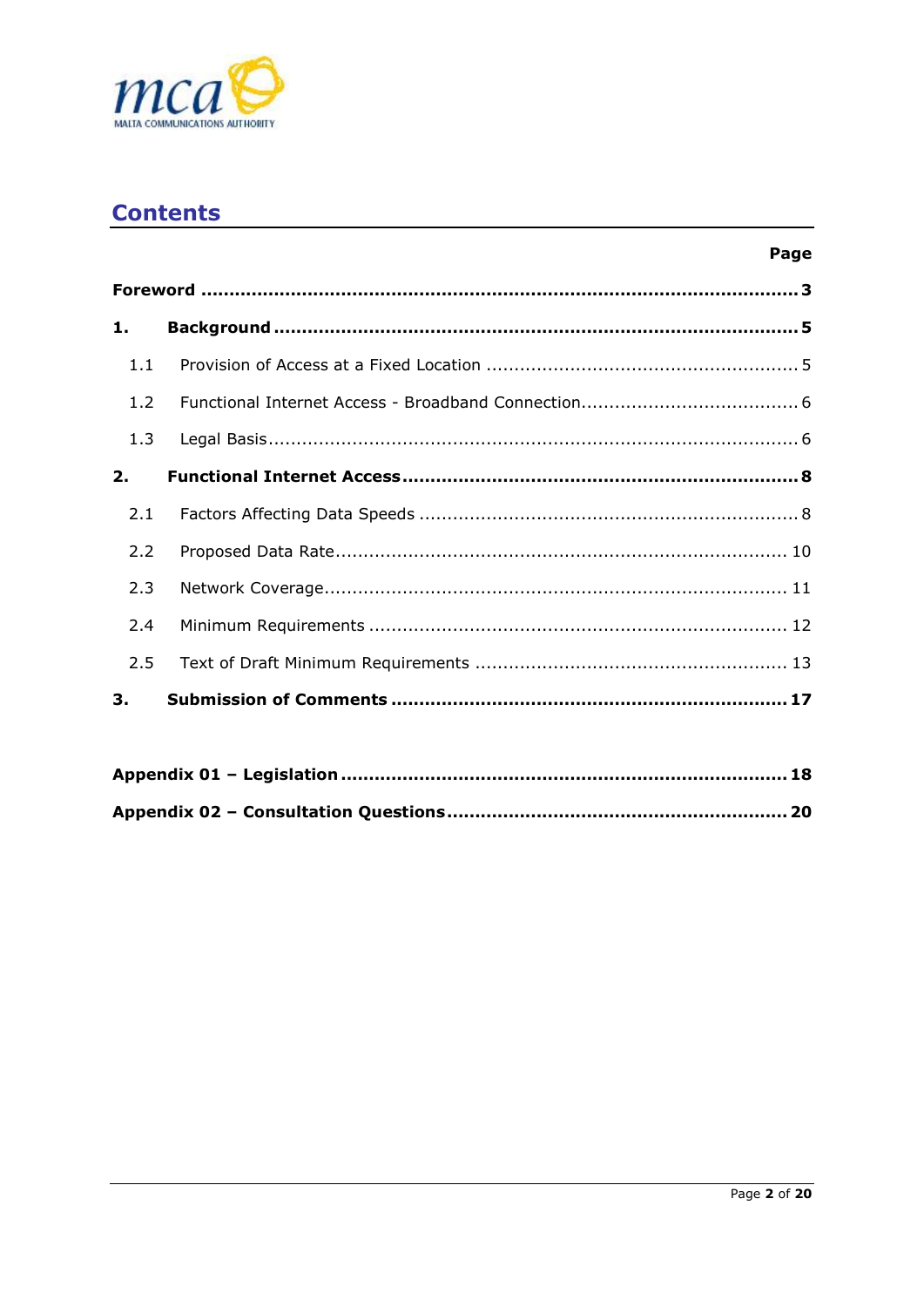## Contents

| | | Page |
|---|---|---|
| **Foreword** | | **3** |
| **1.** | **Background** | **5** |
| 1.1 | Provision of Access at a Fixed Location | 5 |
| 1.2 | Functional Internet Access - Broadband Connection | 6 |
| 1.3 | Legal Basis | 6 |
| **2.** | **Functional Internet Access** | **8** |
| 2.1 | Factors Affecting Data Speeds | 8 |
| 2.2 | Proposed Data Rate | 10 |
| 2.3 | Network Coverage | 11 |
| 2.4 | Minimum Requirements | 12 |
| 2.5 | Text of Draft Minimum Requirements | 13 |
| **3.** | **Submission of Comments** | **17** |
| **Appendix 01 – Legislation** | | **18** |
| **Appendix 02 – Consultation Questions** | | **20** |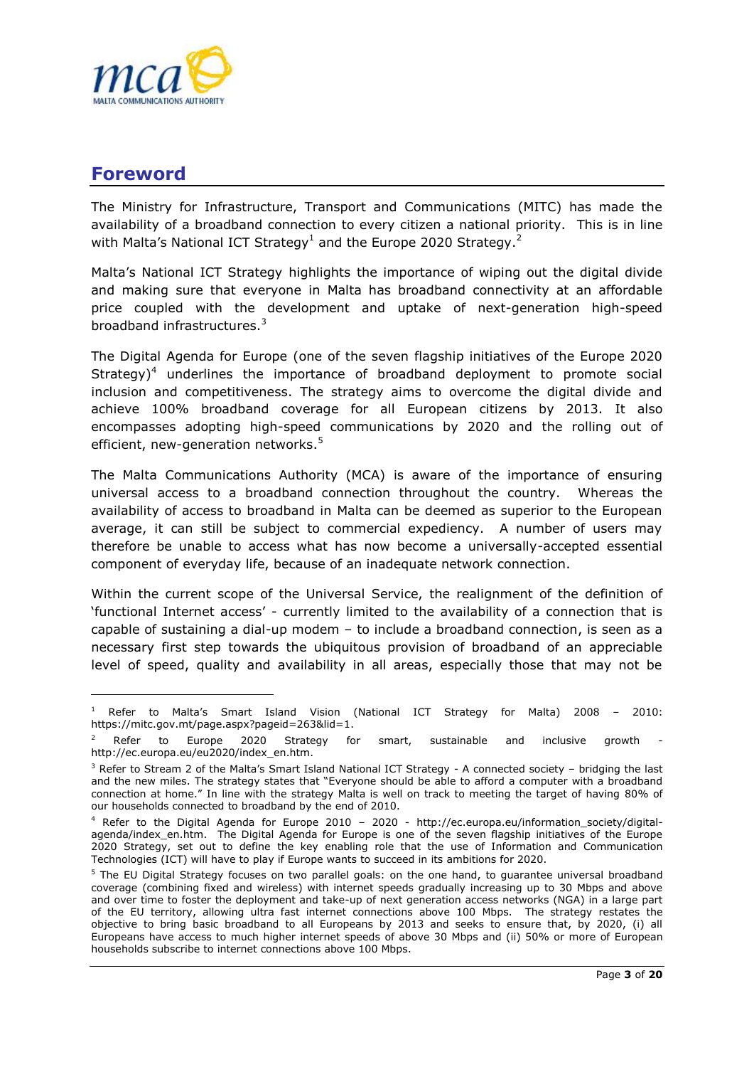## Foreword

The Ministry for Infrastructure, Transport and Communications (MITC) has made the availability of a broadband connection to every citizen a national priority. This is in line with Malta's National ICT Strategy[1] and the Europe 2020 Strategy.[2]

Malta's National ICT Strategy highlights the importance of wiping out the digital divide and making sure that everyone in Malta has broadband connectivity at an affordable price coupled with the development and uptake of next-generation high-speed broadband infrastructures.[3]

The Digital Agenda for Europe (one of the seven flagship initiatives of the Europe 2020 Strategy)[4] underlines the importance of broadband deployment to promote social inclusion and competitiveness. The strategy aims to overcome the digital divide and achieve 100% broadband coverage for all European citizens by 2013. It also encompasses adopting high-speed communications by 2020 and the rolling out of efficient, new-generation networks.[5]

The Malta Communications Authority (MCA) is aware of the importance of ensuring universal access to a broadband connection throughout the country. Whereas the availability of access to broadband in Malta can be deemed as superior to the European average, it can still be subject to commercial expediency. A number of users may therefore be unable to access what has now become a universally-accepted essential component of everyday life, because of an inadequate network connection.

Within the current scope of the Universal Service, the realignment of the definition of 'functional Internet access' - currently limited to the availability of a connection that is capable of sustaining a dial-up modem – to include a broadband connection, is seen as a necessary first step towards the ubiquitous provision of broadband of an appreciable level of speed, quality and availability in all areas, especially those that may not be

---

[1] Refer to Malta's Smart Island Vision (National ICT Strategy for Malta) 2008 – 2010: https://mitc.gov.mt/page.aspx?pageid=263&lid=1.

[2] Refer to Europe 2020 Strategy for smart, sustainable and inclusive growth - http://ec.europa.eu/eu2020/index_en.htm.

[3] Refer to Stream 2 of the Malta's Smart Island National ICT Strategy - A connected society – bridging the last and the new miles. The strategy states that "Everyone should be able to afford a computer with a broadband connection at home." In line with the strategy Malta is well on track to meeting the target of having 80% of our households connected to broadband by the end of 2010.

[4] Refer to the Digital Agenda for Europe 2010 – 2020 - http://ec.europa.eu/information_society/digital-agenda/index_en.htm. The Digital Agenda for Europe is one of the seven flagship initiatives of the Europe 2020 Strategy, set out to define the key enabling role that the use of Information and Communication Technologies (ICT) will have to play if Europe wants to succeed in its ambitions for 2020.

[5] The EU Digital Strategy focuses on two parallel goals: on the one hand, to guarantee universal broadband coverage (combining fixed and wireless) with internet speeds gradually increasing up to 30 Mbps and above and over time to foster the deployment and take-up of next generation access networks (NGA) in a large part of the EU territory, allowing ultra fast internet connections above 100 Mbps. The strategy restates the objective to bring basic broadband to all Europeans by 2013 and seeks to ensure that, by 2020, (i) all Europeans have access to much higher internet speeds of above 30 Mbps and (ii) 50% or more of European households subscribe to internet connections above 100 Mbps.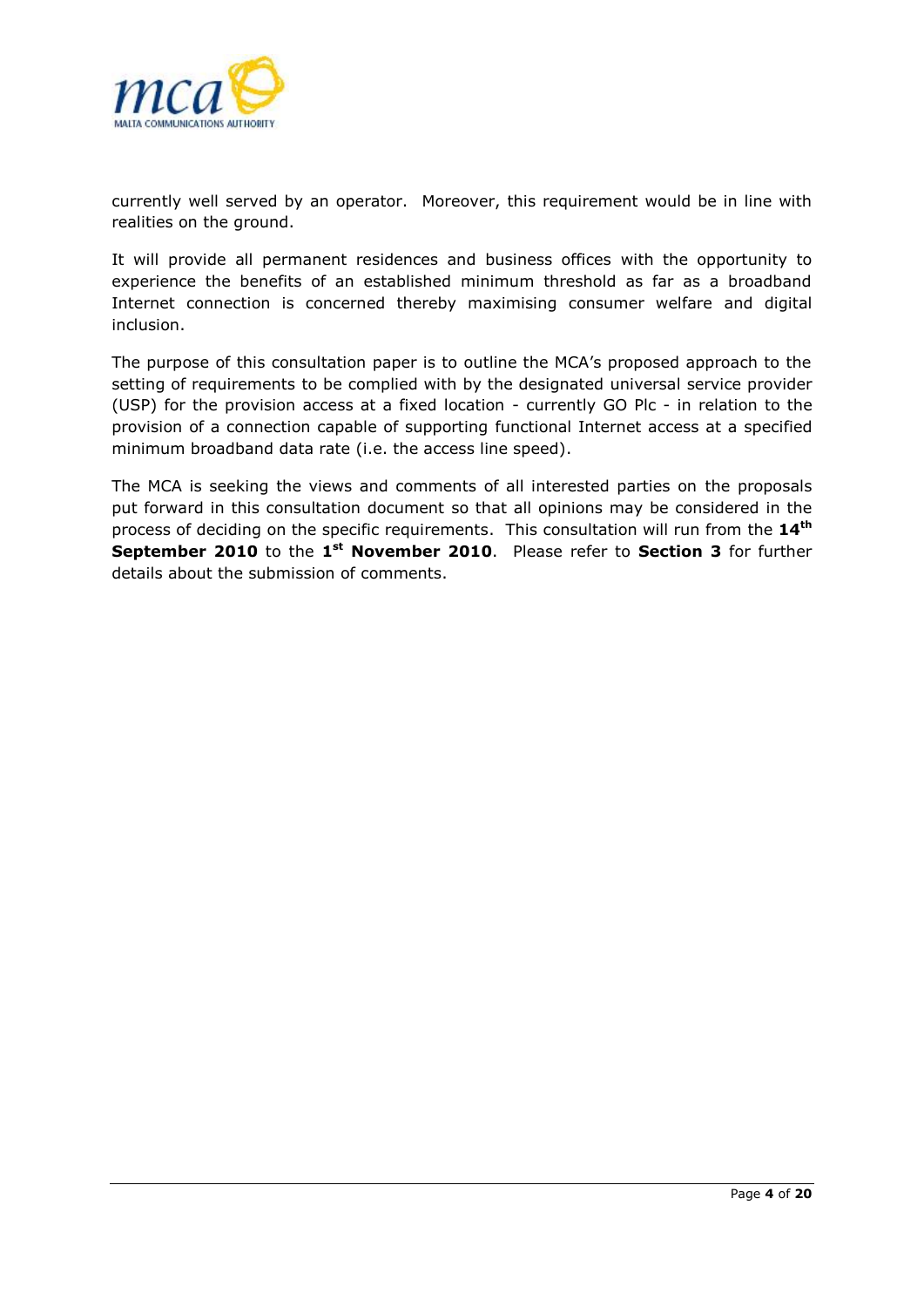currently well served by an operator. Moreover, this requirement would be in line with realities on the ground.

It will provide all permanent residences and business offices with the opportunity to experience the benefits of an established minimum threshold as far as a broadband Internet connection is concerned thereby maximising consumer welfare and digital inclusion.

The purpose of this consultation paper is to outline the MCA's proposed approach to the setting of requirements to be complied with by the designated universal service provider (USP) for the provision access at a fixed location - currently GO Plc - in relation to the provision of a connection capable of supporting functional Internet access at a specified minimum broadband data rate (i.e. the access line speed).

The MCA is seeking the views and comments of all interested parties on the proposals put forward in this consultation document so that all opinions may be considered in the process of deciding on the specific requirements. This consultation will run from the **14th September 2010** to the **1st November 2010**. Please refer to **Section 3** for further details about the submission of comments.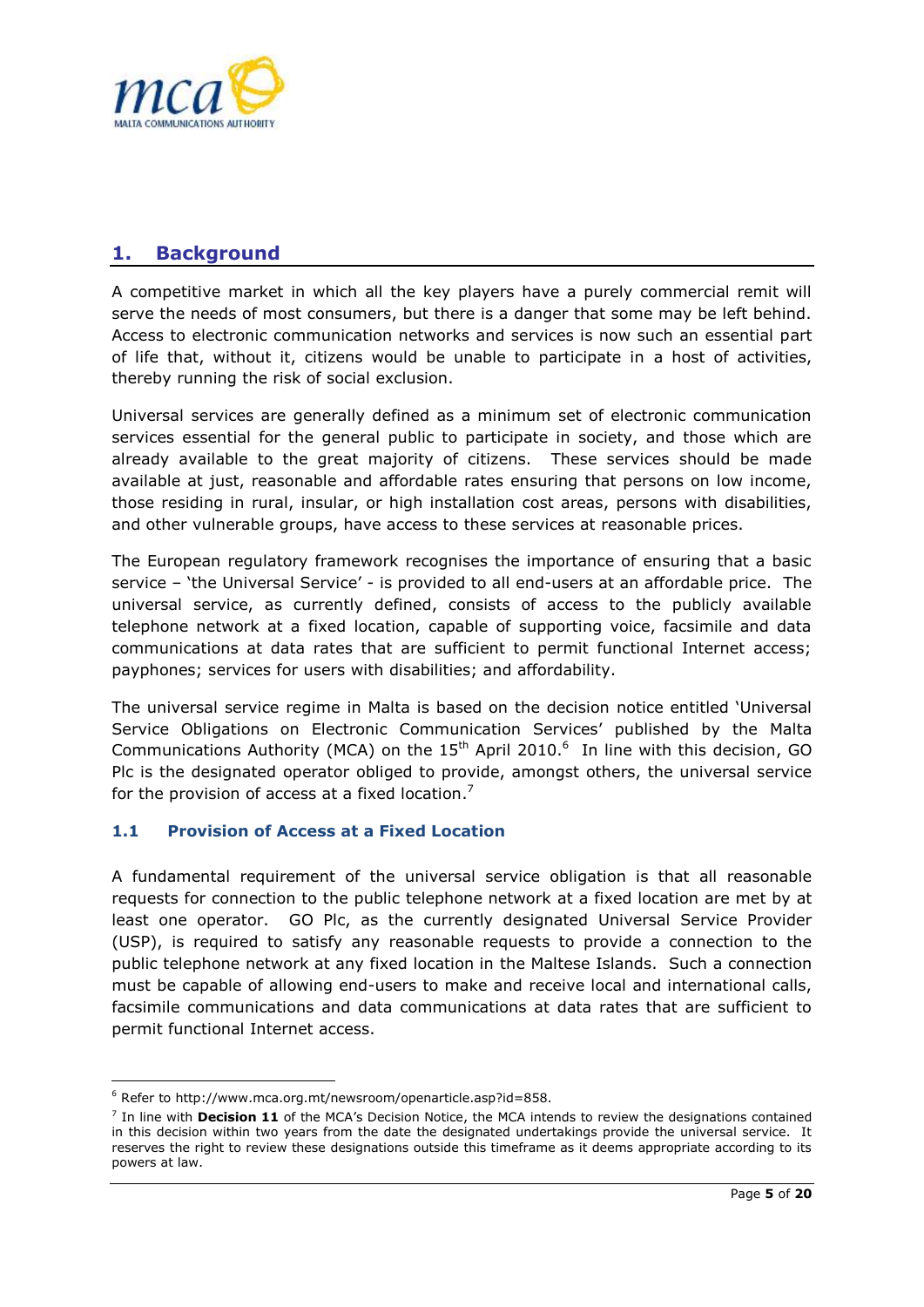## 1. Background

A competitive market in which all the key players have a purely commercial remit will serve the needs of most consumers, but there is a danger that some may be left behind. Access to electronic communication networks and services is now such an essential part of life that, without it, citizens would be unable to participate in a host of activities, thereby running the risk of social exclusion.

Universal services are generally defined as a minimum set of electronic communication services essential for the general public to participate in society, and those which are already available to the great majority of citizens. These services should be made available at just, reasonable and affordable rates ensuring that persons on low income, those residing in rural, insular, or high installation cost areas, persons with disabilities, and other vulnerable groups, have access to these services at reasonable prices.

The European regulatory framework recognises the importance of ensuring that a basic service – 'the Universal Service' - is provided to all end-users at an affordable price. The universal service, as currently defined, consists of access to the publicly available telephone network at a fixed location, capable of supporting voice, facsimile and data communications at data rates that are sufficient to permit functional Internet access; payphones; services for users with disabilities; and affordability.

The universal service regime in Malta is based on the decision notice entitled 'Universal Service Obligations on Electronic Communication Services' published by the Malta Communications Authority (MCA) on the 15th April 2010.[6] In line with this decision, GO Plc is the designated operator obliged to provide, amongst others, the universal service for the provision of access at a fixed location.[7]

### 1.1 Provision of Access at a Fixed Location

A fundamental requirement of the universal service obligation is that all reasonable requests for connection to the public telephone network at a fixed location are met by at least one operator. GO Plc, as the currently designated Universal Service Provider (USP), is required to satisfy any reasonable requests to provide a connection to the public telephone network at any fixed location in the Maltese Islands. Such a connection must be capable of allowing end-users to make and receive local and international calls, facsimile communications and data communications at data rates that are sufficient to permit functional Internet access.

---

[6] Refer to http://www.mca.org.mt/newsroom/openarticle.asp?id=858.

[7] In line with **Decision 11** of the MCA's Decision Notice, the MCA intends to review the designations contained in this decision within two years from the date the designated undertakings provide the universal service. It reserves the right to review these designations outside this timeframe as it deems appropriate according to its powers at law.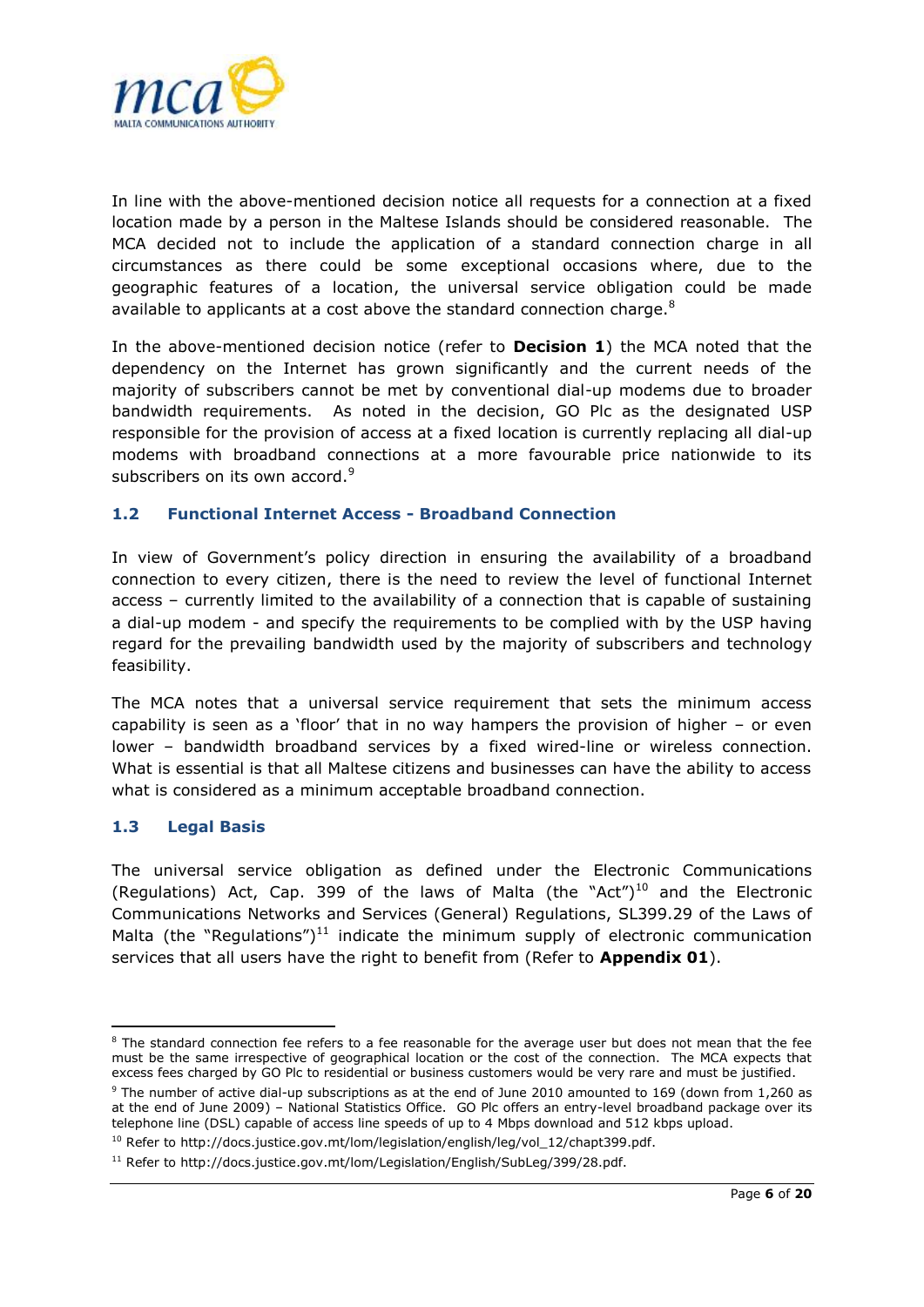In line with the above-mentioned decision notice all requests for a connection at a fixed location made by a person in the Maltese Islands should be considered reasonable. The MCA decided not to include the application of a standard connection charge in all circumstances as there could be some exceptional occasions where, due to the geographic features of a location, the universal service obligation could be made available to applicants at a cost above the standard connection charge.[8]

In the above-mentioned decision notice (refer to **Decision 1**) the MCA noted that the dependency on the Internet has grown significantly and the current needs of the majority of subscribers cannot be met by conventional dial-up modems due to broader bandwidth requirements. As noted in the decision, GO Plc as the designated USP responsible for the provision of access at a fixed location is currently replacing all dial-up modems with broadband connections at a more favourable price nationwide to its subscribers on its own accord.[9]

### 1.2 Functional Internet Access - Broadband Connection

In view of Government's policy direction in ensuring the availability of a broadband connection to every citizen, there is the need to review the level of functional Internet access – currently limited to the availability of a connection that is capable of sustaining a dial-up modem - and specify the requirements to be complied with by the USP having regard for the prevailing bandwidth used by the majority of subscribers and technology feasibility.

The MCA notes that a universal service requirement that sets the minimum access capability is seen as a 'floor' that in no way hampers the provision of higher – or even lower – bandwidth broadband services by a fixed wired-line or wireless connection. What is essential is that all Maltese citizens and businesses can have the ability to access what is considered as a minimum acceptable broadband connection.

### 1.3 Legal Basis

The universal service obligation as defined under the Electronic Communications (Regulations) Act, Cap. 399 of the laws of Malta (the "Act")[10] and the Electronic Communications Networks and Services (General) Regulations, SL399.29 of the Laws of Malta (the "Regulations")[11] indicate the minimum supply of electronic communication services that all users have the right to benefit from (Refer to **Appendix 01**).

---

[8] The standard connection fee refers to a fee reasonable for the average user but does not mean that the fee must be the same irrespective of geographical location or the cost of the connection. The MCA expects that excess fees charged by GO Plc to residential or business customers would be very rare and must be justified.

[9] The number of active dial-up subscriptions as at the end of June 2010 amounted to 169 (down from 1,260 as at the end of June 2009) – National Statistics Office. GO Plc offers an entry-level broadband package over its telephone line (DSL) capable of access line speeds of up to 4 Mbps download and 512 kbps upload.

[10] Refer to http://docs.justice.gov.mt/lom/legislation/english/leg/vol_12/chapt399.pdf.

[11] Refer to http://docs.justice.gov.mt/lom/Legislation/English/SubLeg/399/28.pdf.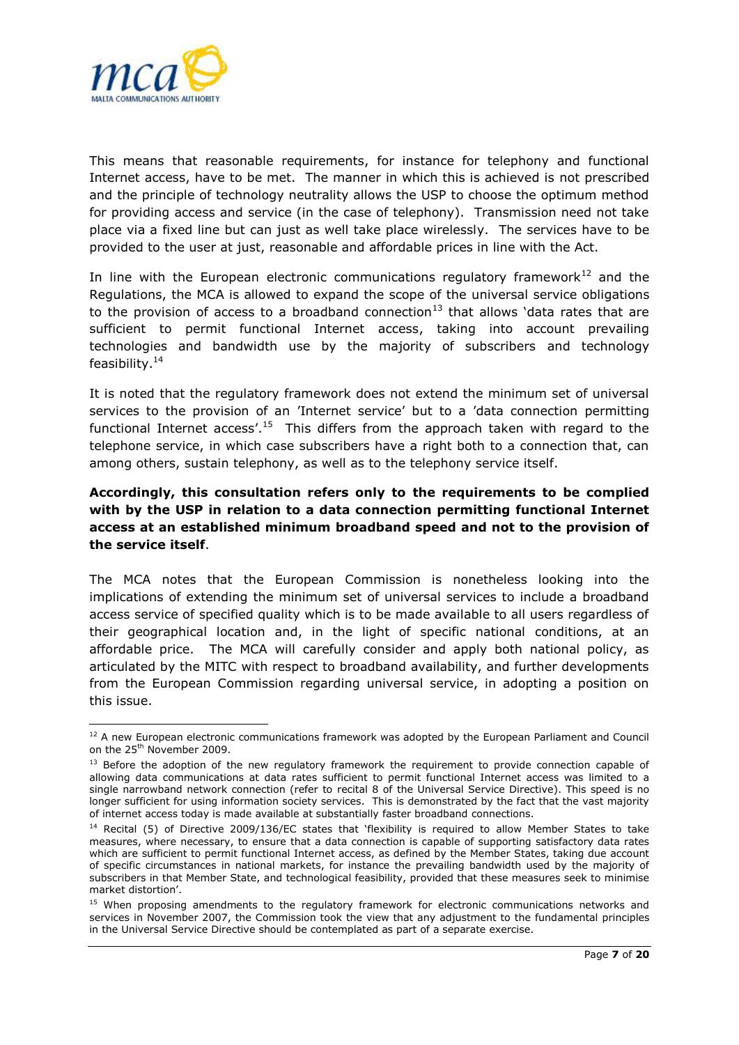This means that reasonable requirements, for instance for telephony and functional Internet access, have to be met. The manner in which this is achieved is not prescribed and the principle of technology neutrality allows the USP to choose the optimum method for providing access and service (in the case of telephony). Transmission need not take place via a fixed line but can just as well take place wirelessly. The services have to be provided to the user at just, reasonable and affordable prices in line with the Act.

In line with the European electronic communications regulatory framework[12] and the Regulations, the MCA is allowed to expand the scope of the universal service obligations to the provision of access to a broadband connection[13] that allows 'data rates that are sufficient to permit functional Internet access, taking into account prevailing technologies and bandwidth use by the majority of subscribers and technology feasibility.[14]

It is noted that the regulatory framework does not extend the minimum set of universal services to the provision of an 'Internet service' but to a 'data connection permitting functional Internet access'.[15] This differs from the approach taken with regard to the telephone service, in which case subscribers have a right both to a connection that, can among others, sustain telephony, as well as to the telephony service itself.

**Accordingly, this consultation refers only to the requirements to be complied with by the USP in relation to a data connection permitting functional Internet access at an established minimum broadband speed and not to the provision of the service itself**.

The MCA notes that the European Commission is nonetheless looking into the implications of extending the minimum set of universal services to include a broadband access service of specified quality which is to be made available to all users regardless of their geographical location and, in the light of specific national conditions, at an affordable price. The MCA will carefully consider and apply both national policy, as articulated by the MITC with respect to broadband availability, and further developments from the European Commission regarding universal service, in adopting a position on this issue.

---

[12] A new European electronic communications framework was adopted by the European Parliament and Council on the 25th November 2009.

[13] Before the adoption of the new regulatory framework the requirement to provide connection capable of allowing data communications at data rates sufficient to permit functional Internet access was limited to a single narrowband network connection (refer to recital 8 of the Universal Service Directive). This speed is no longer sufficient for using information society services. This is demonstrated by the fact that the vast majority of internet access today is made available at substantially faster broadband connections.

[14] Recital (5) of Directive 2009/136/EC states that 'flexibility is required to allow Member States to take measures, where necessary, to ensure that a data connection is capable of supporting satisfactory data rates which are sufficient to permit functional Internet access, as defined by the Member States, taking due account of specific circumstances in national markets, for instance the prevailing bandwidth used by the majority of subscribers in that Member State, and technological feasibility, provided that these measures seek to minimise market distortion'.

[15] When proposing amendments to the regulatory framework for electronic communications networks and services in November 2007, the Commission took the view that any adjustment to the fundamental principles in the Universal Service Directive should be contemplated as part of a separate exercise.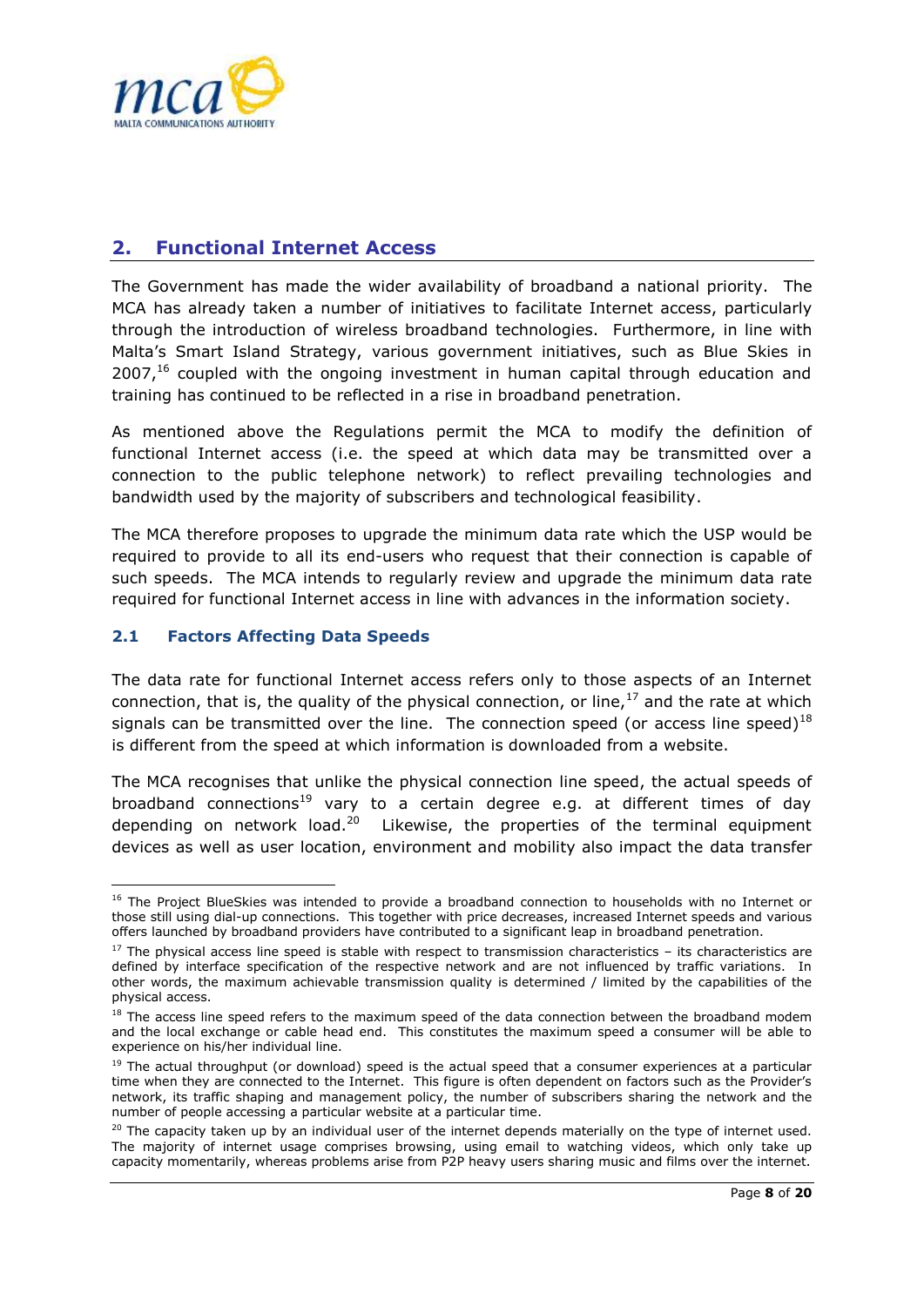## 2. Functional Internet Access

The Government has made the wider availability of broadband a national priority. The MCA has already taken a number of initiatives to facilitate Internet access, particularly through the introduction of wireless broadband technologies. Furthermore, in line with Malta's Smart Island Strategy, various government initiatives, such as Blue Skies in 2007,[16] coupled with the ongoing investment in human capital through education and training has continued to be reflected in a rise in broadband penetration.

As mentioned above the Regulations permit the MCA to modify the definition of functional Internet access (i.e. the speed at which data may be transmitted over a connection to the public telephone network) to reflect prevailing technologies and bandwidth used by the majority of subscribers and technological feasibility.

The MCA therefore proposes to upgrade the minimum data rate which the USP would be required to provide to all its end-users who request that their connection is capable of such speeds. The MCA intends to regularly review and upgrade the minimum data rate required for functional Internet access in line with advances in the information society.

### 2.1 Factors Affecting Data Speeds

The data rate for functional Internet access refers only to those aspects of an Internet connection, that is, the quality of the physical connection, or line,[17] and the rate at which signals can be transmitted over the line. The connection speed (or access line speed)[18] is different from the speed at which information is downloaded from a website.

The MCA recognises that unlike the physical connection line speed, the actual speeds of broadband connections[19] vary to a certain degree e.g. at different times of day depending on network load.[20] Likewise, the properties of the terminal equipment devices as well as user location, environment and mobility also impact the data transfer

---

[16] The Project BlueSkies was intended to provide a broadband connection to households with no Internet or those still using dial-up connections. This together with price decreases, increased Internet speeds and various offers launched by broadband providers have contributed to a significant leap in broadband penetration.

[17] The physical access line speed is stable with respect to transmission characteristics – its characteristics are defined by interface specification of the respective network and are not influenced by traffic variations. In other words, the maximum achievable transmission quality is determined / limited by the capabilities of the physical access.

[18] The access line speed refers to the maximum speed of the data connection between the broadband modem and the local exchange or cable head end. This constitutes the maximum speed a consumer will be able to experience on his/her individual line.

[19] The actual throughput (or download) speed is the actual speed that a consumer experiences at a particular time when they are connected to the Internet. This figure is often dependent on factors such as the Provider's network, its traffic shaping and management policy, the number of subscribers sharing the network and the number of people accessing a particular website at a particular time.

[20] The capacity taken up by an individual user of the internet depends materially on the type of internet used. The majority of internet usage comprises browsing, using email to watching videos, which only take up capacity momentarily, whereas problems arise from P2P heavy users sharing music and films over the internet.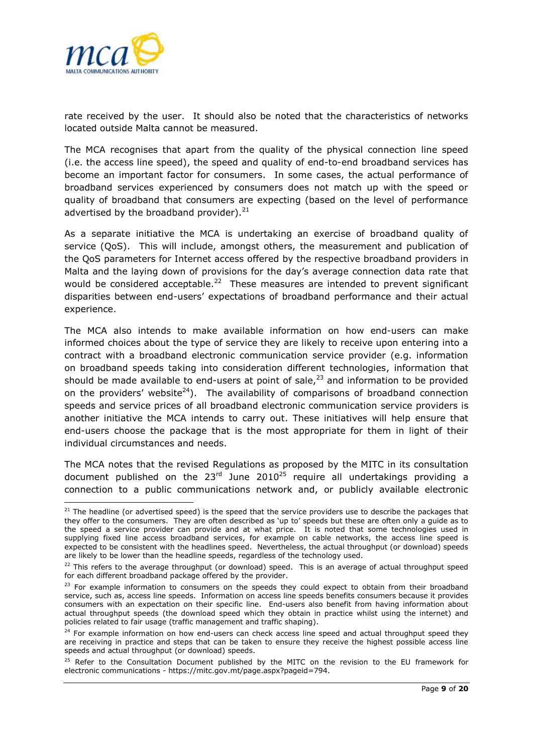rate received by the user. It should also be noted that the characteristics of networks located outside Malta cannot be measured.

The MCA recognises that apart from the quality of the physical connection line speed (i.e. the access line speed), the speed and quality of end-to-end broadband services has become an important factor for consumers. In some cases, the actual performance of broadband services experienced by consumers does not match up with the speed or quality of broadband that consumers are expecting (based on the level of performance advertised by the broadband provider).[21]

As a separate initiative the MCA is undertaking an exercise of broadband quality of service (QoS). This will include, amongst others, the measurement and publication of the QoS parameters for Internet access offered by the respective broadband providers in Malta and the laying down of provisions for the day's average connection data rate that would be considered acceptable.[22] These measures are intended to prevent significant disparities between end-users' expectations of broadband performance and their actual experience.

The MCA also intends to make available information on how end-users can make informed choices about the type of service they are likely to receive upon entering into a contract with a broadband electronic communication service provider (e.g. information on broadband speeds taking into consideration different technologies, information that should be made available to end-users at point of sale,[23] and information to be provided on the providers' website[24]). The availability of comparisons of broadband connection speeds and service prices of all broadband electronic communication service providers is another initiative the MCA intends to carry out. These initiatives will help ensure that end-users choose the package that is the most appropriate for them in light of their individual circumstances and needs.

The MCA notes that the revised Regulations as proposed by the MITC in its consultation document published on the 23rd June 2010[25] require all undertakings providing a connection to a public communications network and, or publicly available electronic

---

[21] The headline (or advertised speed) is the speed that the service providers use to describe the packages that they offer to the consumers. They are often described as 'up to' speeds but these are often only a guide as to the speed a service provider can provide and at what price. It is noted that some technologies used in supplying fixed line access broadband services, for example on cable networks, the access line speed is expected to be consistent with the headlines speed. Nevertheless, the actual throughput (or download) speeds are likely to be lower than the headline speeds, regardless of the technology used.

[22] This refers to the average throughput (or download) speed. This is an average of actual throughput speed for each different broadband package offered by the provider.

[23] For example information to consumers on the speeds they could expect to obtain from their broadband service, such as, access line speeds. Information on access line speeds benefits consumers because it provides consumers with an expectation on their specific line. End-users also benefit from having information about actual throughput speeds (the download speed which they obtain in practice whilst using the internet) and policies related to fair usage (traffic management and traffic shaping).

[24] For example information on how end-users can check access line speed and actual throughput speed they are receiving in practice and steps that can be taken to ensure they receive the highest possible access line speeds and actual throughput (or download) speeds.

[25] Refer to the Consultation Document published by the MITC on the revision to the EU framework for electronic communications - https://mitc.gov.mt/page.aspx?pageid=794.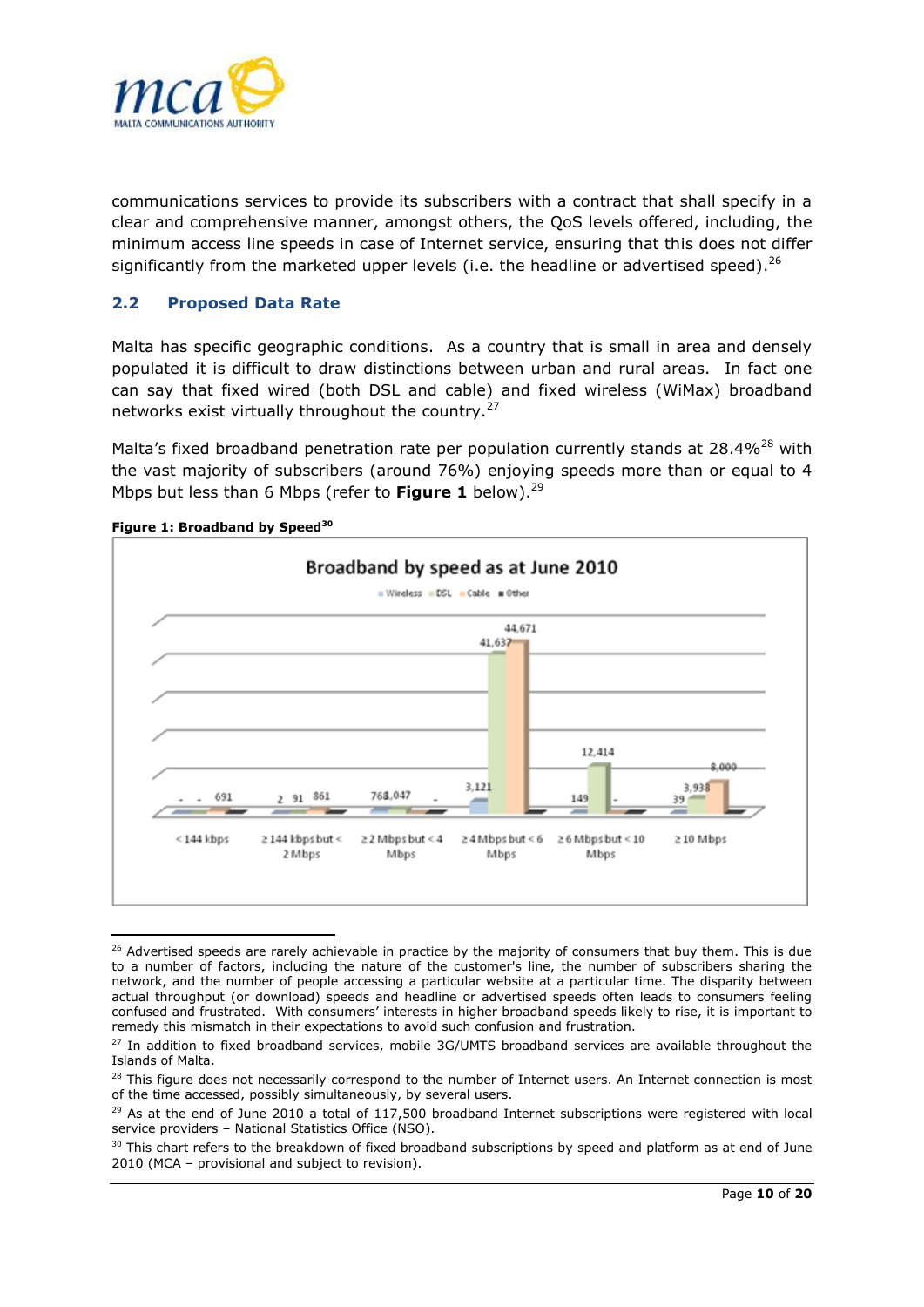communications services to provide its subscribers with a contract that shall specify in a clear and comprehensive manner, amongst others, the QoS levels offered, including, the minimum access line speeds in case of Internet service, ensuring that this does not differ significantly from the marketed upper levels (i.e. the headline or advertised speed).[26]

## 2.2 Proposed Data Rate

Malta has specific geographic conditions. As a country that is small in area and densely populated it is difficult to draw distinctions between urban and rural areas. In fact one can say that fixed wired (both DSL and cable) and fixed wireless (WiMax) broadband networks exist virtually throughout the country.[27]

Malta's fixed broadband penetration rate per population currently stands at 28.4%[28] with the vast majority of subscribers (around 76%) enjoying speeds more than or equal to 4 Mbps but less than 6 Mbps (refer to **Figure 1** below).[29]

**Figure 1: Broadband by Speed[30]**

---

[26] Advertised speeds are rarely achievable in practice by the majority of consumers that buy them. This is due to a number of factors, including the nature of the customer's line, the number of subscribers sharing the network, and the number of people accessing a particular website at a particular time. The disparity between actual throughput (or download) speeds and headline or advertised speeds often leads to consumers feeling confused and frustrated. With consumers' interests in higher broadband speeds likely to rise, it is important to remedy this mismatch in their expectations to avoid such confusion and frustration.

[27] In addition to fixed broadband services, mobile 3G/UMTS broadband services are available throughout the Islands of Malta.

[28] This figure does not necessarily correspond to the number of Internet users. An Internet connection is most of the time accessed, possibly simultaneously, by several users.

[29] As at the end of June 2010 a total of 117,500 broadband Internet subscriptions were registered with local service providers – National Statistics Office (NSO).

[30] This chart refers to the breakdown of fixed broadband subscriptions by speed and platform as at end of June 2010 (MCA – provisional and subject to revision).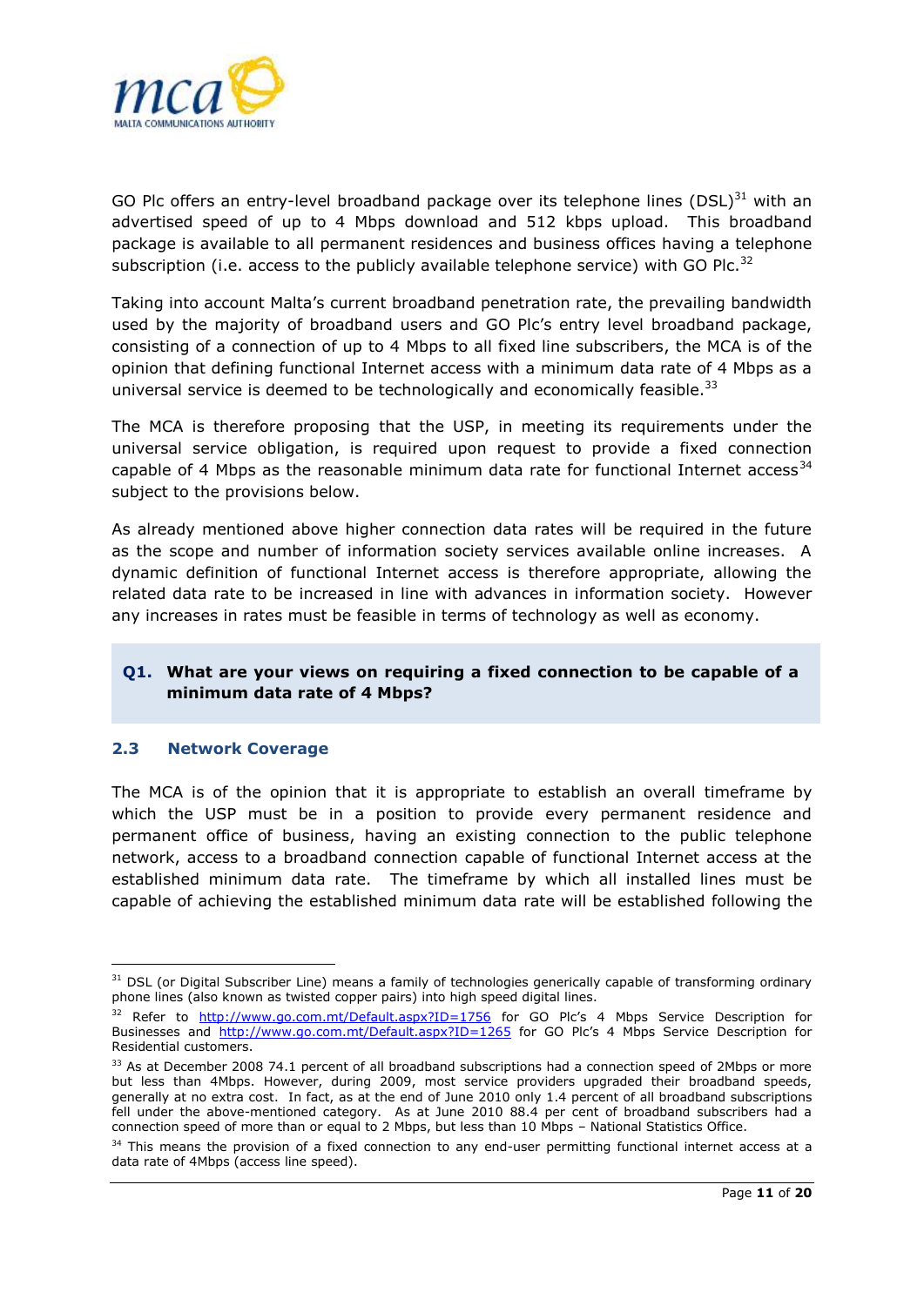GO Plc offers an entry-level broadband package over its telephone lines (DSL)[31] with an advertised speed of up to 4 Mbps download and 512 kbps upload. This broadband package is available to all permanent residences and business offices having a telephone subscription (i.e. access to the publicly available telephone service) with GO Plc.[32]

Taking into account Malta's current broadband penetration rate, the prevailing bandwidth used by the majority of broadband users and GO Plc's entry level broadband package, consisting of a connection of up to 4 Mbps to all fixed line subscribers, the MCA is of the opinion that defining functional Internet access with a minimum data rate of 4 Mbps as a universal service is deemed to be technologically and economically feasible.[33]

The MCA is therefore proposing that the USP, in meeting its requirements under the universal service obligation, is required upon request to provide a fixed connection capable of 4 Mbps as the reasonable minimum data rate for functional Internet access[34] subject to the provisions below.

As already mentioned above higher connection data rates will be required in the future as the scope and number of information society services available online increases. A dynamic definition of functional Internet access is therefore appropriate, allowing the related data rate to be increased in line with advances in information society. However any increases in rates must be feasible in terms of technology as well as economy.

> **Q1. What are your views on requiring a fixed connection to be capable of a minimum data rate of 4 Mbps?**

### 2.3 Network Coverage

The MCA is of the opinion that it is appropriate to establish an overall timeframe by which the USP must be in a position to provide every permanent residence and permanent office of business, having an existing connection to the public telephone network, access to a broadband connection capable of functional Internet access at the established minimum data rate. The timeframe by which all installed lines must be capable of achieving the established minimum data rate will be established following the

---

[31] DSL (or Digital Subscriber Line) means a family of technologies generically capable of transforming ordinary phone lines (also known as twisted copper pairs) into high speed digital lines.

[32] Refer to http://www.go.com.mt/Default.aspx?ID=1756 for GO Plc's 4 Mbps Service Description for Businesses and http://www.go.com.mt/Default.aspx?ID=1265 for GO Plc's 4 Mbps Service Description for Residential customers.

[33] As at December 2008 74.1 percent of all broadband subscriptions had a connection speed of 2Mbps or more but less than 4Mbps. However, during 2009, most service providers upgraded their broadband speeds, generally at no extra cost. In fact, as at the end of June 2010 only 1.4 percent of all broadband subscriptions fell under the above-mentioned category. As at June 2010 88.4 per cent of broadband subscribers had a connection speed of more than or equal to 2 Mbps, but less than 10 Mbps – National Statistics Office.

[34] This means the provision of a fixed connection to any end-user permitting functional internet access at a data rate of 4Mbps (access line speed).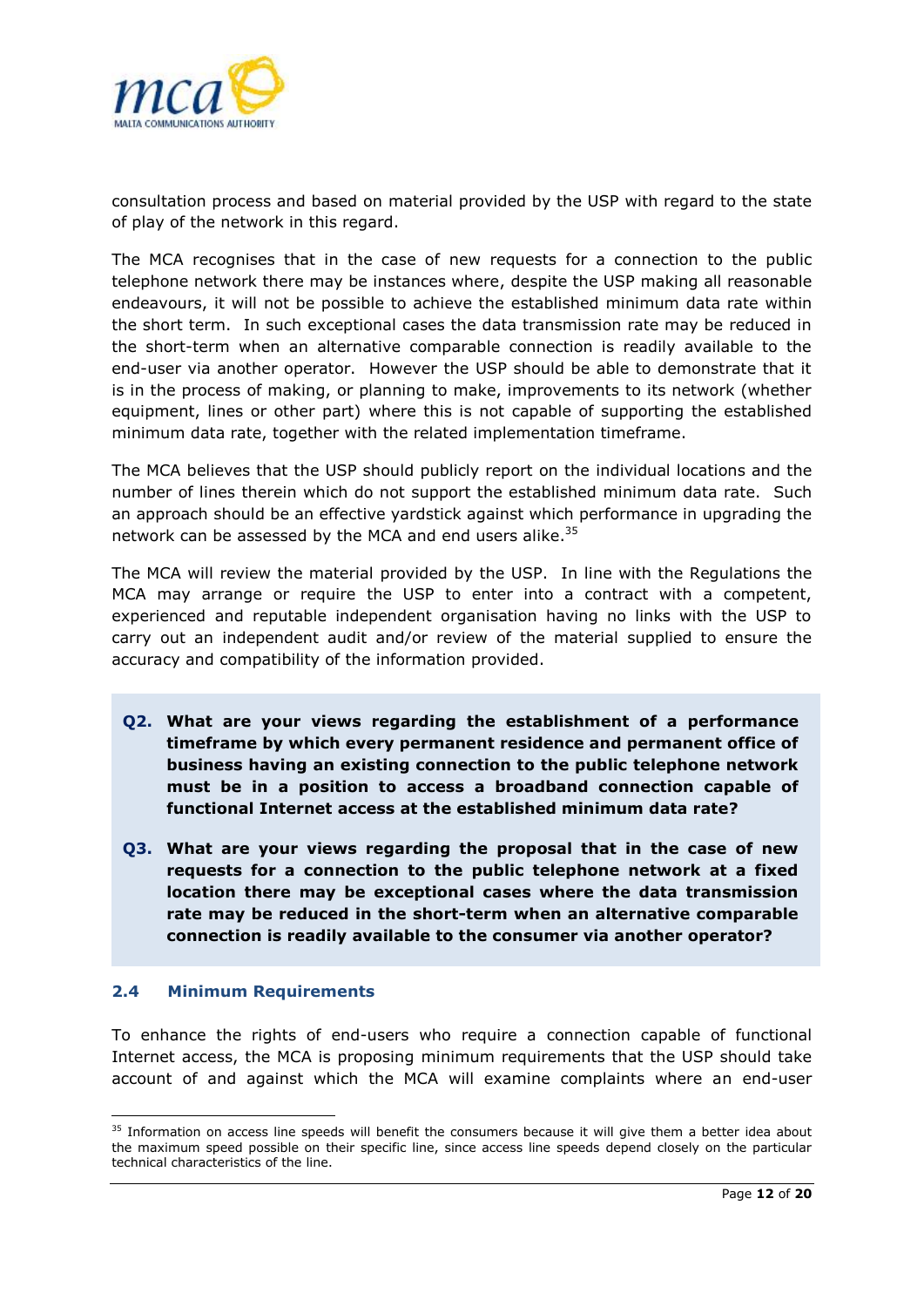consultation process and based on material provided by the USP with regard to the state of play of the network in this regard.

The MCA recognises that in the case of new requests for a connection to the public telephone network there may be instances where, despite the USP making all reasonable endeavours, it will not be possible to achieve the established minimum data rate within the short term. In such exceptional cases the data transmission rate may be reduced in the short-term when an alternative comparable connection is readily available to the end-user via another operator. However the USP should be able to demonstrate that it is in the process of making, or planning to make, improvements to its network (whether equipment, lines or other part) where this is not capable of supporting the established minimum data rate, together with the related implementation timeframe.

The MCA believes that the USP should publicly report on the individual locations and the number of lines therein which do not support the established minimum data rate. Such an approach should be an effective yardstick against which performance in upgrading the network can be assessed by the MCA and end users alike.[35]

The MCA will review the material provided by the USP. In line with the Regulations the MCA may arrange or require the USP to enter into a contract with a competent, experienced and reputable independent organisation having no links with the USP to carry out an independent audit and/or review of the material supplied to ensure the accuracy and compatibility of the information provided.

**Q2. What are your views regarding the establishment of a performance timeframe by which every permanent residence and permanent office of business having an existing connection to the public telephone network must be in a position to access a broadband connection capable of functional Internet access at the established minimum data rate?**

**Q3. What are your views regarding the proposal that in the case of new requests for a connection to the public telephone network at a fixed location there may be exceptional cases where the data transmission rate may be reduced in the short-term when an alternative comparable connection is readily available to the consumer via another operator?**

### 2.4 Minimum Requirements

To enhance the rights of end-users who require a connection capable of functional Internet access, the MCA is proposing minimum requirements that the USP should take account of and against which the MCA will examine complaints where an end-user

---

[35] Information on access line speeds will benefit the consumers because it will give them a better idea about the maximum speed possible on their specific line, since access line speeds depend closely on the particular technical characteristics of the line.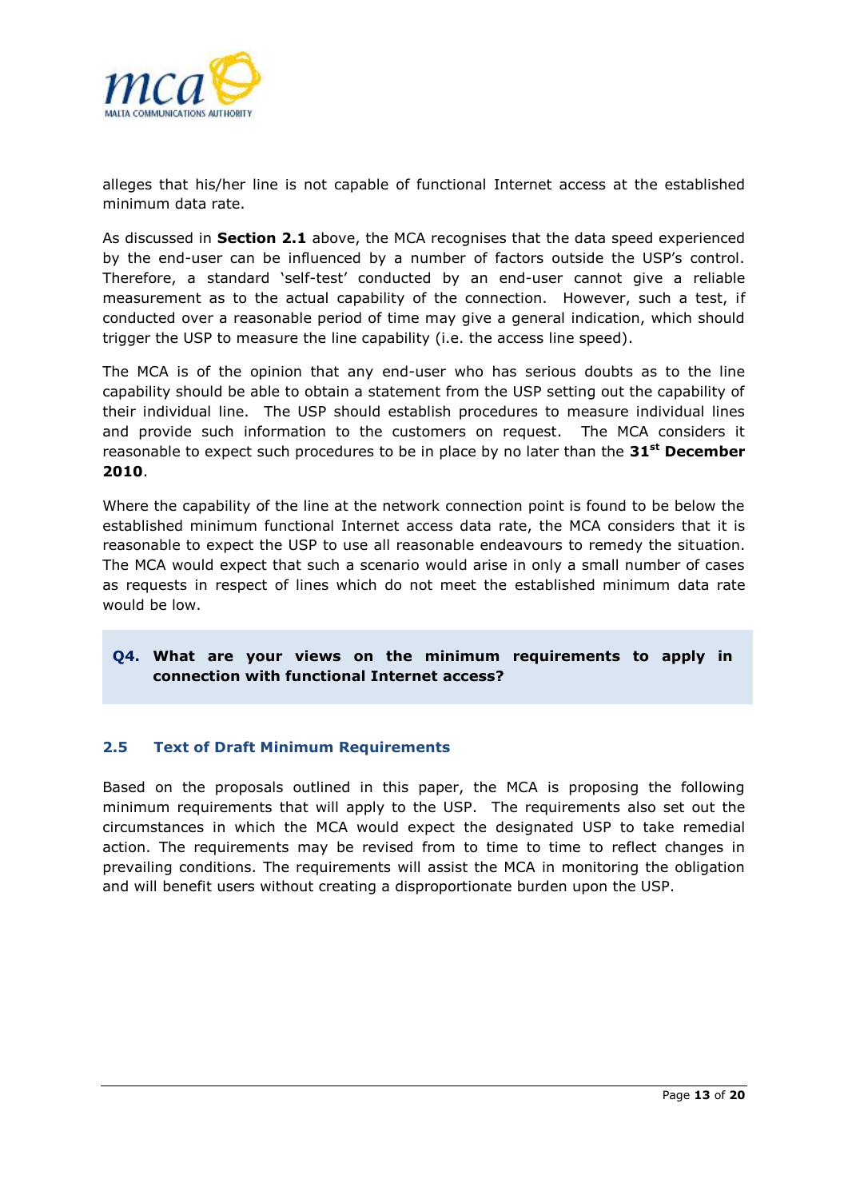alleges that his/her line is not capable of functional Internet access at the established minimum data rate.

As discussed in **Section 2.1** above, the MCA recognises that the data speed experienced by the end-user can be influenced by a number of factors outside the USP's control. Therefore, a standard 'self-test' conducted by an end-user cannot give a reliable measurement as to the actual capability of the connection. However, such a test, if conducted over a reasonable period of time may give a general indication, which should trigger the USP to measure the line capability (i.e. the access line speed).

The MCA is of the opinion that any end-user who has serious doubts as to the line capability should be able to obtain a statement from the USP setting out the capability of their individual line. The USP should establish procedures to measure individual lines and provide such information to the customers on request. The MCA considers it reasonable to expect such procedures to be in place by no later than the **31st December 2010**.

Where the capability of the line at the network connection point is found to be below the established minimum functional Internet access data rate, the MCA considers that it is reasonable to expect the USP to use all reasonable endeavours to remedy the situation. The MCA would expect that such a scenario would arise in only a small number of cases as requests in respect of lines which do not meet the established minimum data rate would be low.

> **Q4. What are your views on the minimum requirements to apply in connection with functional Internet access?**

### 2.5 Text of Draft Minimum Requirements

Based on the proposals outlined in this paper, the MCA is proposing the following minimum requirements that will apply to the USP. The requirements also set out the circumstances in which the MCA would expect the designated USP to take remedial action. The requirements may be revised from to time to time to reflect changes in prevailing conditions. The requirements will assist the MCA in monitoring the obligation and will benefit users without creating a disproportionate burden upon the USP.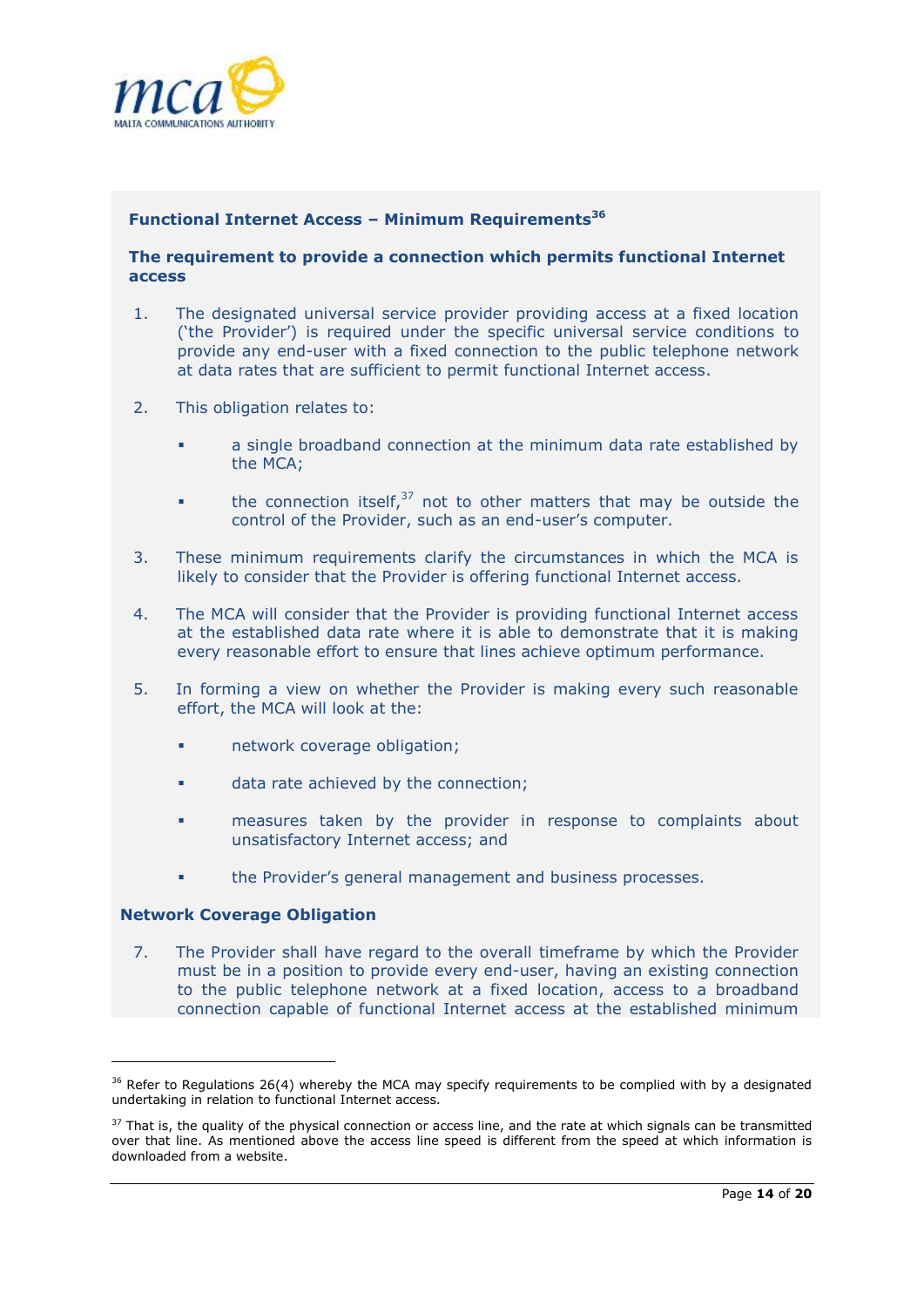## Functional Internet Access – Minimum Requirements[36]

### The requirement to provide a connection which permits functional Internet access

1. The designated universal service provider providing access at a fixed location ('the Provider') is required under the specific universal service conditions to provide any end-user with a fixed connection to the public telephone network at data rates that are sufficient to permit functional Internet access.

2. This obligation relates to:

   - a single broadband connection at the minimum data rate established by the MCA;
   - the connection itself,[37] not to other matters that may be outside the control of the Provider, such as an end-user's computer.

3. These minimum requirements clarify the circumstances in which the MCA is likely to consider that the Provider is offering functional Internet access.

4. The MCA will consider that the Provider is providing functional Internet access at the established data rate where it is able to demonstrate that it is making every reasonable effort to ensure that lines achieve optimum performance.

5. In forming a view on whether the Provider is making every such reasonable effort, the MCA will look at the:

   - network coverage obligation;
   - data rate achieved by the connection;
   - measures taken by the provider in response to complaints about unsatisfactory Internet access; and
   - the Provider's general management and business processes.

### Network Coverage Obligation

7. The Provider shall have regard to the overall timeframe by which the Provider must be in a position to provide every end-user, having an existing connection to the public telephone network at a fixed location, access to a broadband connection capable of functional Internet access at the established minimum

---

[36] Refer to Regulations 26(4) whereby the MCA may specify requirements to be complied with by a designated undertaking in relation to functional Internet access.

[37] That is, the quality of the physical connection or access line, and the rate at which signals can be transmitted over that line. As mentioned above the access line speed is different from the speed at which information is downloaded from a website.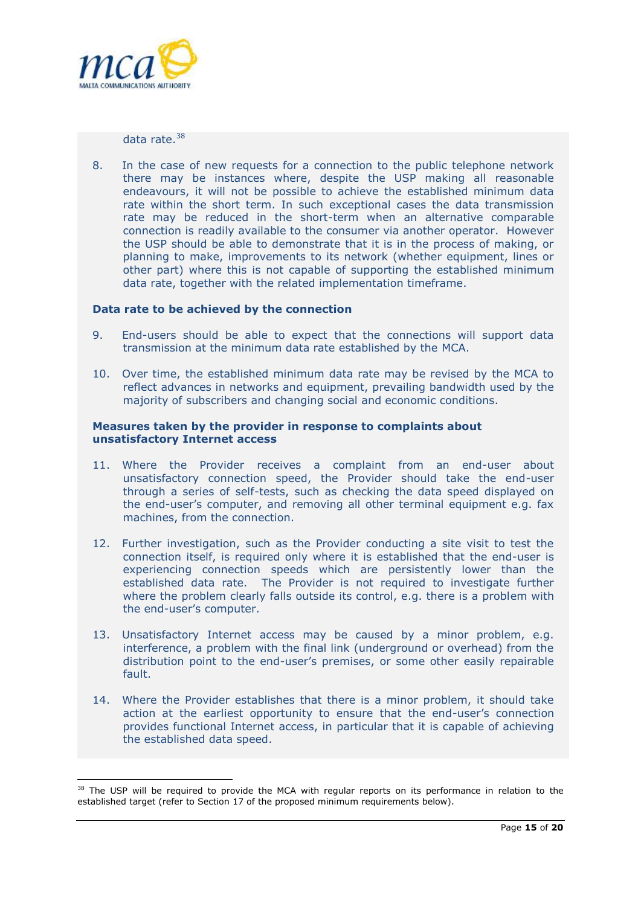data rate.[38]

8. In the case of new requests for a connection to the public telephone network there may be instances where, despite the USP making all reasonable endeavours, it will not be possible to achieve the established minimum data rate within the short term. In such exceptional cases the data transmission rate may be reduced in the short-term when an alternative comparable connection is readily available to the consumer via another operator. However the USP should be able to demonstrate that it is in the process of making, or planning to make, improvements to its network (whether equipment, lines or other part) where this is not capable of supporting the established minimum data rate, together with the related implementation timeframe.

**Data rate to be achieved by the connection**

9. End-users should be able to expect that the connections will support data transmission at the minimum data rate established by the MCA.

10. Over time, the established minimum data rate may be revised by the MCA to reflect advances in networks and equipment, prevailing bandwidth used by the majority of subscribers and changing social and economic conditions.

**Measures taken by the provider in response to complaints about unsatisfactory Internet access**

11. Where the Provider receives a complaint from an end-user about unsatisfactory connection speed, the Provider should take the end-user through a series of self-tests, such as checking the data speed displayed on the end-user's computer, and removing all other terminal equipment e.g. fax machines, from the connection.

12. Further investigation, such as the Provider conducting a site visit to test the connection itself, is required only where it is established that the end-user is experiencing connection speeds which are persistently lower than the established data rate. The Provider is not required to investigate further where the problem clearly falls outside its control, e.g. there is a problem with the end-user's computer.

13. Unsatisfactory Internet access may be caused by a minor problem, e.g. interference, a problem with the final link (underground or overhead) from the distribution point to the end-user's premises, or some other easily repairable fault.

14. Where the Provider establishes that there is a minor problem, it should take action at the earliest opportunity to ensure that the end-user's connection provides functional Internet access, in particular that it is capable of achieving the established data speed.

[38] The USP will be required to provide the MCA with regular reports on its performance in relation to the established target (refer to Section 17 of the proposed minimum requirements below).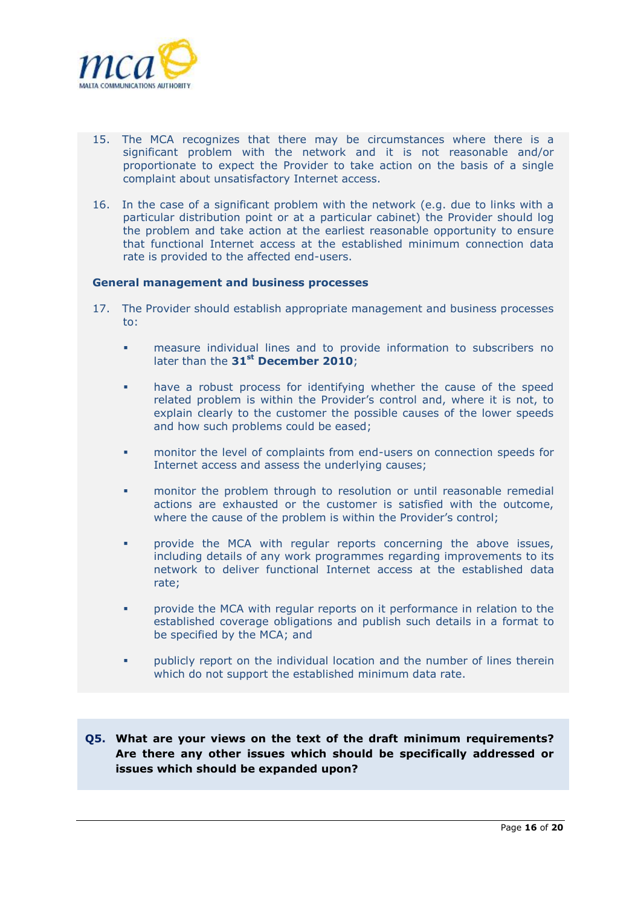15. The MCA recognizes that there may be circumstances where there is a significant problem with the network and it is not reasonable and/or proportionate to expect the Provider to take action on the basis of a single complaint about unsatisfactory Internet access.

16. In the case of a significant problem with the network (e.g. due to links with a particular distribution point or at a particular cabinet) the Provider should log the problem and take action at the earliest reasonable opportunity to ensure that functional Internet access at the established minimum connection data rate is provided to the affected end-users.

**General management and business processes**

17. The Provider should establish appropriate management and business processes to:

    - measure individual lines and to provide information to subscribers no later than the **31st December 2010**;
    - have a robust process for identifying whether the cause of the speed related problem is within the Provider's control and, where it is not, to explain clearly to the customer the possible causes of the lower speeds and how such problems could be eased;
    - monitor the level of complaints from end-users on connection speeds for Internet access and assess the underlying causes;
    - monitor the problem through to resolution or until reasonable remedial actions are exhausted or the customer is satisfied with the outcome, where the cause of the problem is within the Provider's control;
    - provide the MCA with regular reports concerning the above issues, including details of any work programmes regarding improvements to its network to deliver functional Internet access at the established data rate;
    - provide the MCA with regular reports on it performance in relation to the established coverage obligations and publish such details in a format to be specified by the MCA; and
    - publicly report on the individual location and the number of lines therein which do not support the established minimum data rate.

**Q5. What are your views on the text of the draft minimum requirements? Are there any other issues which should be specifically addressed or issues which should be expanded upon?**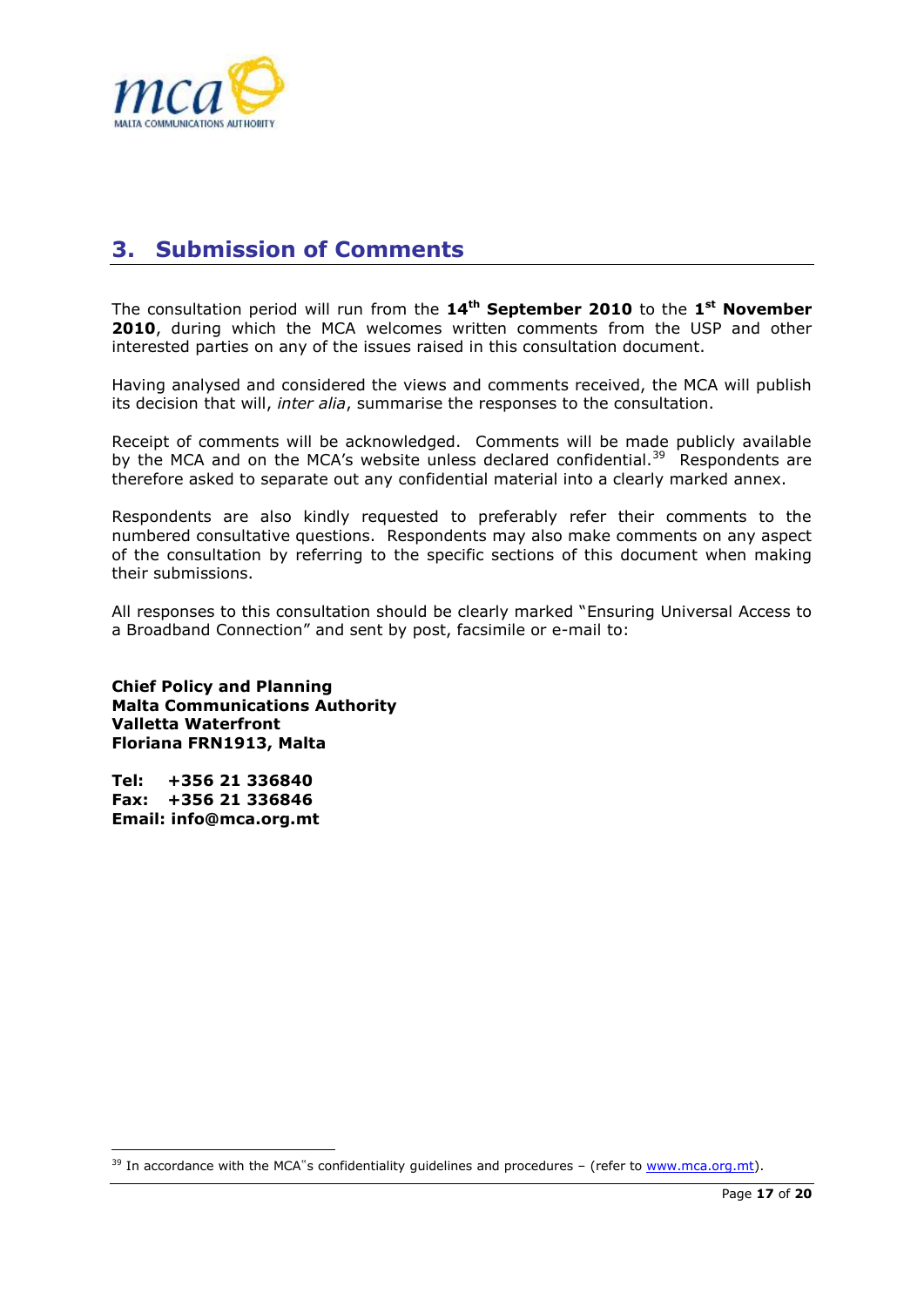## 3. Submission of Comments

The consultation period will run from the **14th September 2010** to the **1st November 2010**, during which the MCA welcomes written comments from the USP and other interested parties on any of the issues raised in this consultation document.

Having analysed and considered the views and comments received, the MCA will publish its decision that will, *inter alia*, summarise the responses to the consultation.

Receipt of comments will be acknowledged. Comments will be made publicly available by the MCA and on the MCA's website unless declared confidential.[39] Respondents are therefore asked to separate out any confidential material into a clearly marked annex.

Respondents are also kindly requested to preferably refer their comments to the numbered consultative questions. Respondents may also make comments on any aspect of the consultation by referring to the specific sections of this document when making their submissions.

All responses to this consultation should be clearly marked "Ensuring Universal Access to a Broadband Connection" and sent by post, facsimile or e-mail to:

**Chief Policy and Planning**
**Malta Communications Authority**
**Valletta Waterfront**
**Floriana FRN1913, Malta**

**Tel: +356 21 336840**
**Fax: +356 21 336846**
**Email: info@mca.org.mt**

[39] In accordance with the MCA"s confidentiality guidelines and procedures – (refer to www.mca.org.mt).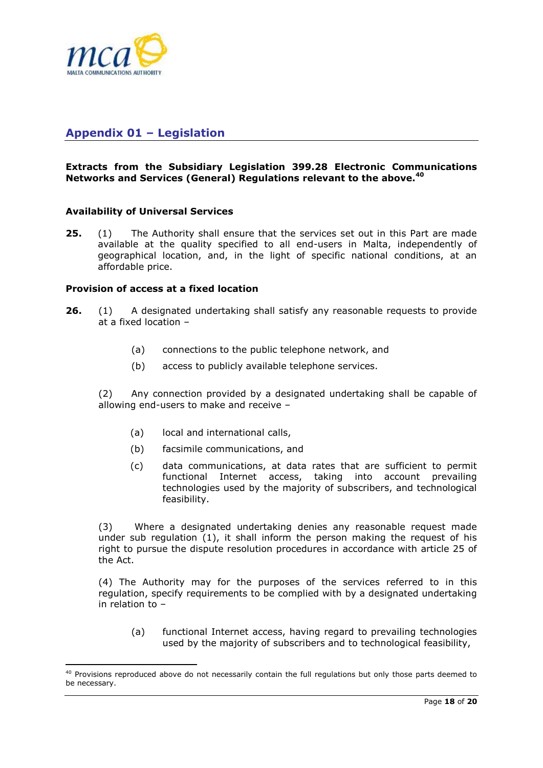## Appendix 01 – Legislation

**Extracts from the Subsidiary Legislation 399.28 Electronic Communications Networks and Services (General) Regulations relevant to the above.**[40]

**Availability of Universal Services**

**25.** (1) The Authority shall ensure that the services set out in this Part are made available at the quality specified to all end-users in Malta, independently of geographical location, and, in the light of specific national conditions, at an affordable price.

**Provision of access at a fixed location**

**26.** (1) A designated undertaking shall satisfy any reasonable requests to provide at a fixed location –

(a) connections to the public telephone network, and

(b) access to publicly available telephone services.

(2) Any connection provided by a designated undertaking shall be capable of allowing end-users to make and receive –

(a) local and international calls,

(b) facsimile communications, and

(c) data communications, at data rates that are sufficient to permit functional Internet access, taking into account prevailing technologies used by the majority of subscribers, and technological feasibility.

(3) Where a designated undertaking denies any reasonable request made under sub regulation (1), it shall inform the person making the request of his right to pursue the dispute resolution procedures in accordance with article 25 of the Act.

(4) The Authority may for the purposes of the services referred to in this regulation, specify requirements to be complied with by a designated undertaking in relation to –

(a) functional Internet access, having regard to prevailing technologies used by the majority of subscribers and to technological feasibility,

[40] Provisions reproduced above do not necessarily contain the full regulations but only those parts deemed to be necessary.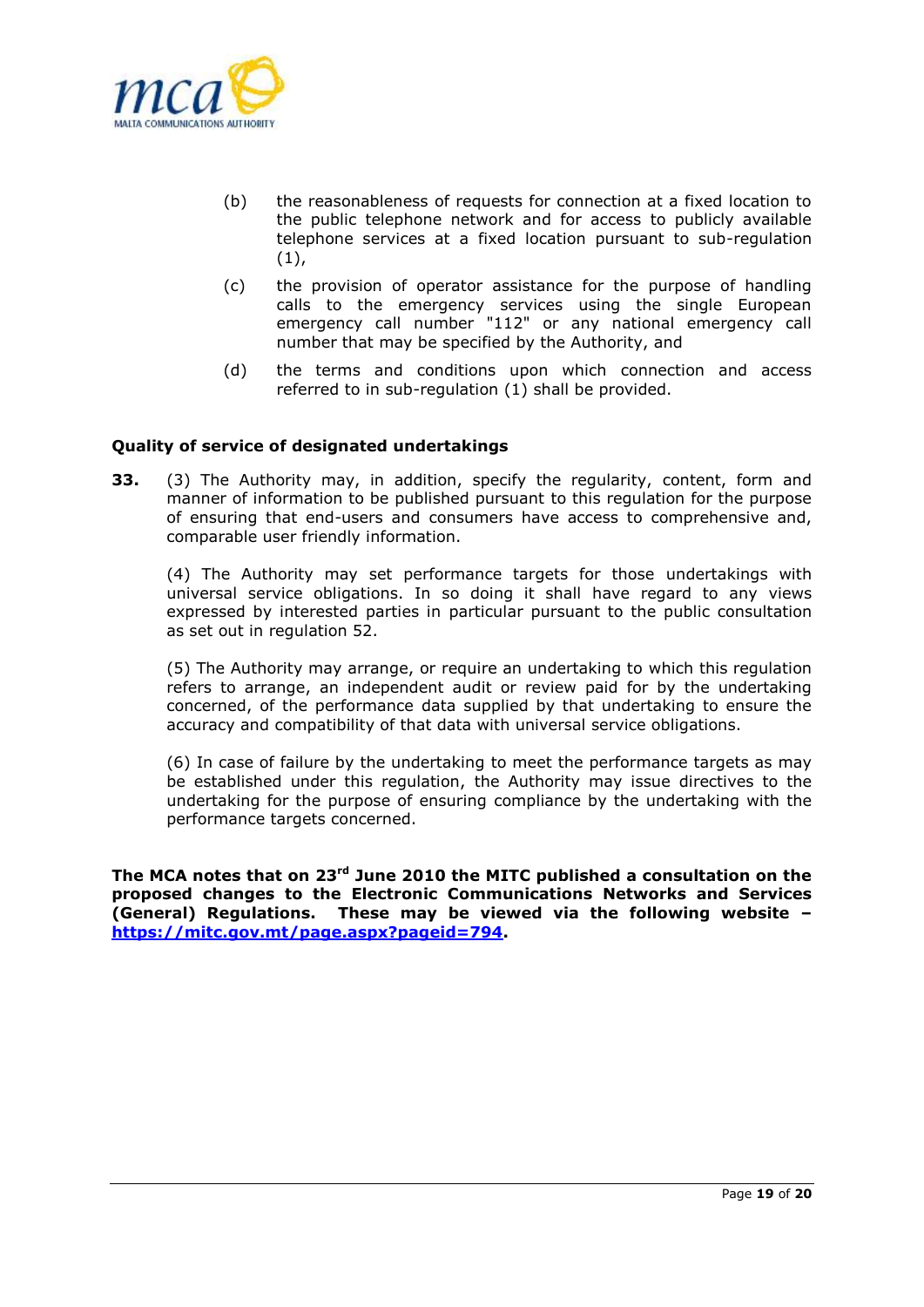(b) the reasonableness of requests for connection at a fixed location to the public telephone network and for access to publicly available telephone services at a fixed location pursuant to sub-regulation (1),

(c) the provision of operator assistance for the purpose of handling calls to the emergency services using the single European emergency call number "112" or any national emergency call number that may be specified by the Authority, and

(d) the terms and conditions upon which connection and access referred to in sub-regulation (1) shall be provided.

**Quality of service of designated undertakings**

**33.** (3) The Authority may, in addition, specify the regularity, content, form and manner of information to be published pursuant to this regulation for the purpose of ensuring that end-users and consumers have access to comprehensive and, comparable user friendly information.

(4) The Authority may set performance targets for those undertakings with universal service obligations. In so doing it shall have regard to any views expressed by interested parties in particular pursuant to the public consultation as set out in regulation 52.

(5) The Authority may arrange, or require an undertaking to which this regulation refers to arrange, an independent audit or review paid for by the undertaking concerned, of the performance data supplied by that undertaking to ensure the accuracy and compatibility of that data with universal service obligations.

(6) In case of failure by the undertaking to meet the performance targets as may be established under this regulation, the Authority may issue directives to the undertaking for the purpose of ensuring compliance by the undertaking with the performance targets concerned.

**The MCA notes that on 23rd June 2010 the MITC published a consultation on the proposed changes to the Electronic Communications Networks and Services (General) Regulations. These may be viewed via the following website – [https://mitc.gov.mt/page.aspx?pageid=794](https://mitc.gov.mt/page.aspx?pageid=794).**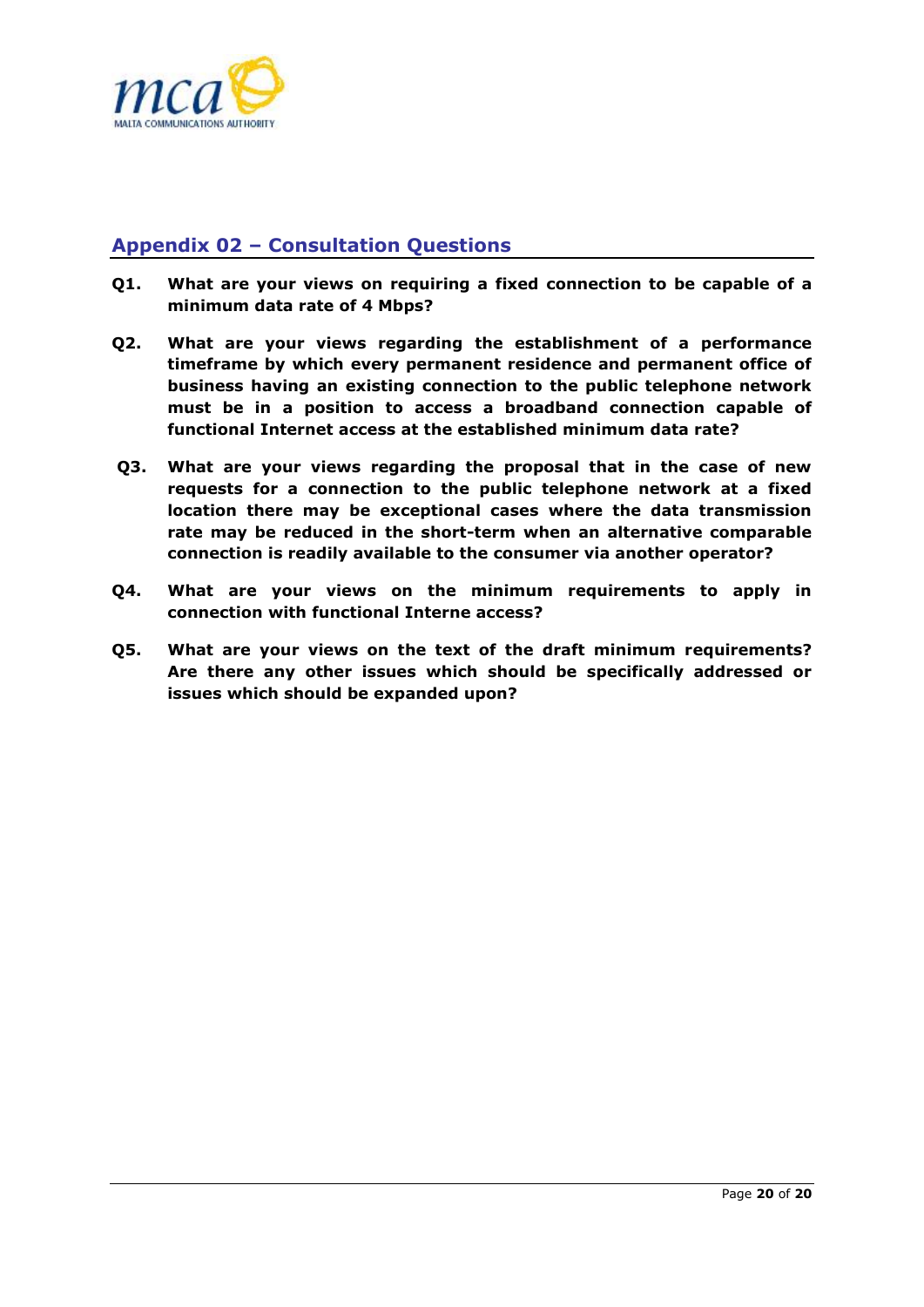## Appendix 02 – Consultation Questions

**Q1. What are your views on requiring a fixed connection to be capable of a minimum data rate of 4 Mbps?**

**Q2. What are your views regarding the establishment of a performance timeframe by which every permanent residence and permanent office of business having an existing connection to the public telephone network must be in a position to access a broadband connection capable of functional Internet access at the established minimum data rate?**

**Q3. What are your views regarding the proposal that in the case of new requests for a connection to the public telephone network at a fixed location there may be exceptional cases where the data transmission rate may be reduced in the short-term when an alternative comparable connection is readily available to the consumer via another operator?**

**Q4. What are your views on the minimum requirements to apply in connection with functional Interne access?**

**Q5. What are your views on the text of the draft minimum requirements? Are there any other issues which should be specifically addressed or issues which should be expanded upon?**